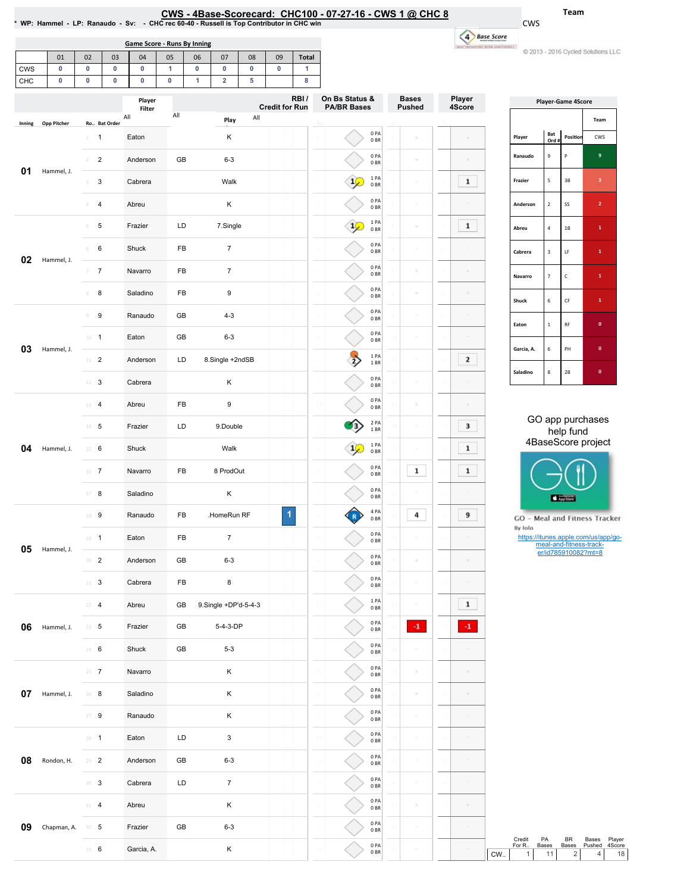# CWS - 4Base-Scorecard: CHC100 - 07-27-16 - CWS 1 @ CHC 8

\* WP: Hammel - LP: Ranaudo - Sv: - CHC rec 60-40 - Russell is Top Contributor in CHC win

Team: CWS

© 2013 - 2016 Cycled Solutions LLC

## Game Score - Runs By Inning

| | 01 | 02 | 03 | 04 | 05 | 06 | 07 | 08 | 09 | Total |
|---|---|---|---|---|---|---|---|---|---|---|
| CWS | 0 | 0 | 0 | 0 | 1 | 0 | 0 | 0 | 0 | 1 |
| CHC | 0 | 0 | 0 | 0 | 0 | 1 | 2 | 5 | | 8 |

| Inning | Opp Pitcher | Ro.. | Bat Order | Player | | Play | RBI / Credit for Run | On Bs Status & PA/BR Bases | Bases Pushed | Player 4Score |
|---|---|---|---|---|---|---|---|---|---|---|
| 01 | Hammel, J. | 1 | 1 | Eaton | | K | | 0 PA 0 BR | | |
| | | 2 | 2 | Anderson | GB | 6-3 | | 0 PA 0 BR | | |
| | | 3 | 3 | Cabrera | | Walk | | 1 PA 0 BR | | 1 |
| | | 4 | 4 | Abreu | | K | | 0 PA 0 BR | | |
| 02 | Hammel, J. | 5 | 5 | Frazier | LD | 7.Single | | 1 PA 0 BR | | 1 |
| | | 6 | 6 | Shuck | FB | 7 | | 0 PA 0 BR | | |
| | | 7 | 7 | Navarro | FB | 7 | | 0 PA 0 BR | | |
| | | 8 | 8 | Saladino | FB | 9 | | 0 PA 0 BR | | |
| 03 | Hammel, J. | 9 | 9 | Ranaudo | GB | 4-3 | | 0 PA 0 BR | | |
| | | 10 | 1 | Eaton | GB | 6-3 | | 0 PA 0 BR | | |
| | | 11 | 2 | Anderson | LD | 8.Single +2ndSB | | 1 PA 1 BR | | 2 |
| | | 12 | 3 | Cabrera | | K | | 0 PA 0 BR | | |
| 04 | Hammel, J. | 13 | 4 | Abreu | FB | 9 | | 0 PA 0 BR | | |
| | | 14 | 5 | Frazier | LD | 9.Double | | 2 PA 1 BR | | 3 |
| | | 15 | 6 | Shuck | | Walk | | 1 PA 0 BR | | 1 |
| | | 16 | 7 | Navarro | FB | 8 ProdOut | | 0 PA 0 BR | 1 | 1 |
| | | 17 | 8 | Saladino | | K | | 0 PA 0 BR | | |
| 05 | Hammel, J. | 18 | 9 | Ranaudo | FB | .HomeRun RF | 1 | 4 PA 0 BR | 4 | 9 |
| | | 19 | 1 | Eaton | FB | 7 | | 0 PA 0 BR | | |
| | | 20 | 2 | Anderson | GB | 6-3 | | 0 PA 0 BR | | |
| | | 21 | 3 | Cabrera | FB | 8 | | 0 PA 0 BR | | |
| 06 | Hammel, J. | 22 | 4 | Abreu | GB | 9.Single +DP'd-5-4-3 | | 1 PA 0 BR | | 1 |
| | | 23 | 5 | Frazier | GB | 5-4-3-DP | | 0 PA 0 BR | -1 | -1 |
| | | 24 | 6 | Shuck | GB | 5-3 | | 0 PA 0 BR | | |
| 07 | Hammel, J. | 25 | 7 | Navarro | | K | | 0 PA 0 BR | | |
| | | 26 | 8 | Saladino | | K | | 0 PA 0 BR | | |
| | | 27 | 9 | Ranaudo | | K | | 0 PA 0 BR | | |
| 08 | Rondon, H. | 28 | 1 | Eaton | LD | 3 | | 0 PA 0 BR | | |
| | | 29 | 2 | Anderson | GB | 6-3 | | 0 PA 0 BR | | |
| | | 30 | 3 | Cabrera | LD | 7 | | 0 PA 0 BR | | |
| 09 | Chapman, A. | 31 | 4 | Abreu | | K | | 0 PA 0 BR | | |
| | | 32 | 5 | Frazier | GB | 6-3 | | 0 PA 0 BR | | |
| | | 33 | 6 | Garcia, A. | | K | | 0 PA 0 BR | | |

## Player-Game 4Score

| Player | Bat Ord # | Position | CWS |
|---|---|---|---|
| Ranaudo | 9 | P | 9 |
| Frazier | 5 | 3B | 3 |
| Anderson | 2 | SS | 2 |
| Abreu | 4 | 1B | 1 |
| Cabrera | 3 | LF | 1 |
| Navarro | 7 | C | 1 |
| Shuck | 6 | CF | 1 |
| Eaton | 1 | RF | 0 |
| Garcia, A. | 6 | PH | 0 |
| Saladino | 8 | 2B | 0 |

GO app purchases help fund 4BaseScore project

GO - Meal and Fitness Tracker
By Iolo
https://itunes.apple.com/us/app/go-meal-and-fitness-track-er/id785910082?mt=8

| | Credit For R.. | PA Bases | BR Bases | Bases Pushed | Player 4Score |
|---|---|---|---|---|---|
| CW.. | 1 | 11 | 2 | 4 | 18 |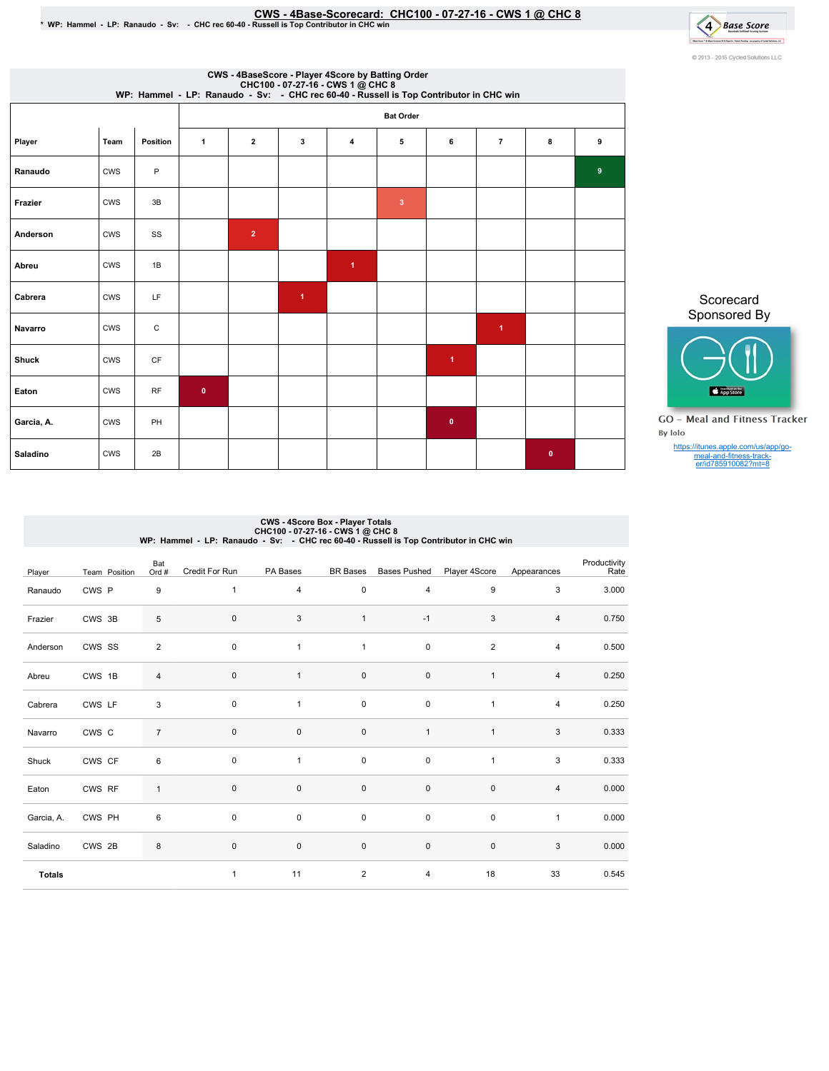# CWS - 4Base-Scorecard: CHC100 - 07-27-16 - CWS 1 @ CHC 8

\* WP: Hammel - LP: Ranaudo - Sv: - CHC rec 60-40 - Russell is Top Contributor in CHC win

© 2013 - 2016 Cycled Solutions LLC

## CWS - 4BaseScore - Player 4Score by Batting Order
CHC100 - 07-27-16 - CWS 1 @ CHC 8
WP: Hammel - LP: Ranaudo - Sv: - CHC rec 60-40 - Russell is Top Contributor in CHC win

| | | | Bat Order | | | | | | | | |
|---|---|---|---|---|---|---|---|---|---|---|---|
| Player | Team | Position | 1 | 2 | 3 | 4 | 5 | 6 | 7 | 8 | 9 |
| Ranaudo | CWS | P | | | | | | | | | 9 |
| Frazier | CWS | 3B | | | | | 3 | | | | |
| Anderson | CWS | SS | | 2 | | | | | | | |
| Abreu | CWS | 1B | | | | 1 | | | | | |
| Cabrera | CWS | LF | | | 1 | | | | | | |
| Navarro | CWS | C | | | | | | | 1 | | |
| Shuck | CWS | CF | | | | | | 1 | | | |
| Eaton | CWS | RF | 0 | | | | | | | | |
| Garcia, A. | CWS | PH | | | | | | 0 | | | |
| Saladino | CWS | 2B | | | | | | | | 0 | |

Scorecard Sponsored By

GO - Meal and Fitness Tracker
By Iolo

https://itunes.apple.com/us/app/go-meal-and-fitness-track-er/id785910082?mt=8

## CWS - 4Score Box - Player Totals
CHC100 - 07-27-16 - CWS 1 @ CHC 8
WP: Hammel - LP: Ranaudo - Sv: - CHC rec 60-40 - Russell is Top Contributor in CHC win

| Player | Team | Position | Bat Ord # | Credit For Run | PA Bases | BR Bases | Bases Pushed | Player 4Score | Appearances | Productivity Rate |
|---|---|---|---|---|---|---|---|---|---|---|
| Ranaudo | CWS | P | 9 | 1 | 4 | 0 | 4 | 9 | 3 | 3.000 |
| Frazier | CWS | 3B | 5 | 0 | 3 | 1 | -1 | 3 | 4 | 0.750 |
| Anderson | CWS | SS | 2 | 0 | 1 | 1 | 0 | 2 | 4 | 0.500 |
| Abreu | CWS | 1B | 4 | 0 | 1 | 0 | 0 | 1 | 4 | 0.250 |
| Cabrera | CWS | LF | 3 | 0 | 1 | 0 | 0 | 1 | 4 | 0.250 |
| Navarro | CWS | C | 7 | 0 | 0 | 0 | 1 | 1 | 3 | 0.333 |
| Shuck | CWS | CF | 6 | 0 | 1 | 0 | 0 | 1 | 3 | 0.333 |
| Eaton | CWS | RF | 1 | 0 | 0 | 0 | 0 | 0 | 4 | 0.000 |
| Garcia, A. | CWS | PH | 6 | 0 | 0 | 0 | 0 | 0 | 1 | 0.000 |
| Saladino | CWS | 2B | 8 | 0 | 0 | 0 | 0 | 0 | 3 | 0.000 |
| **Totals** | | | | 1 | 11 | 2 | 4 | 18 | 33 | 0.545 |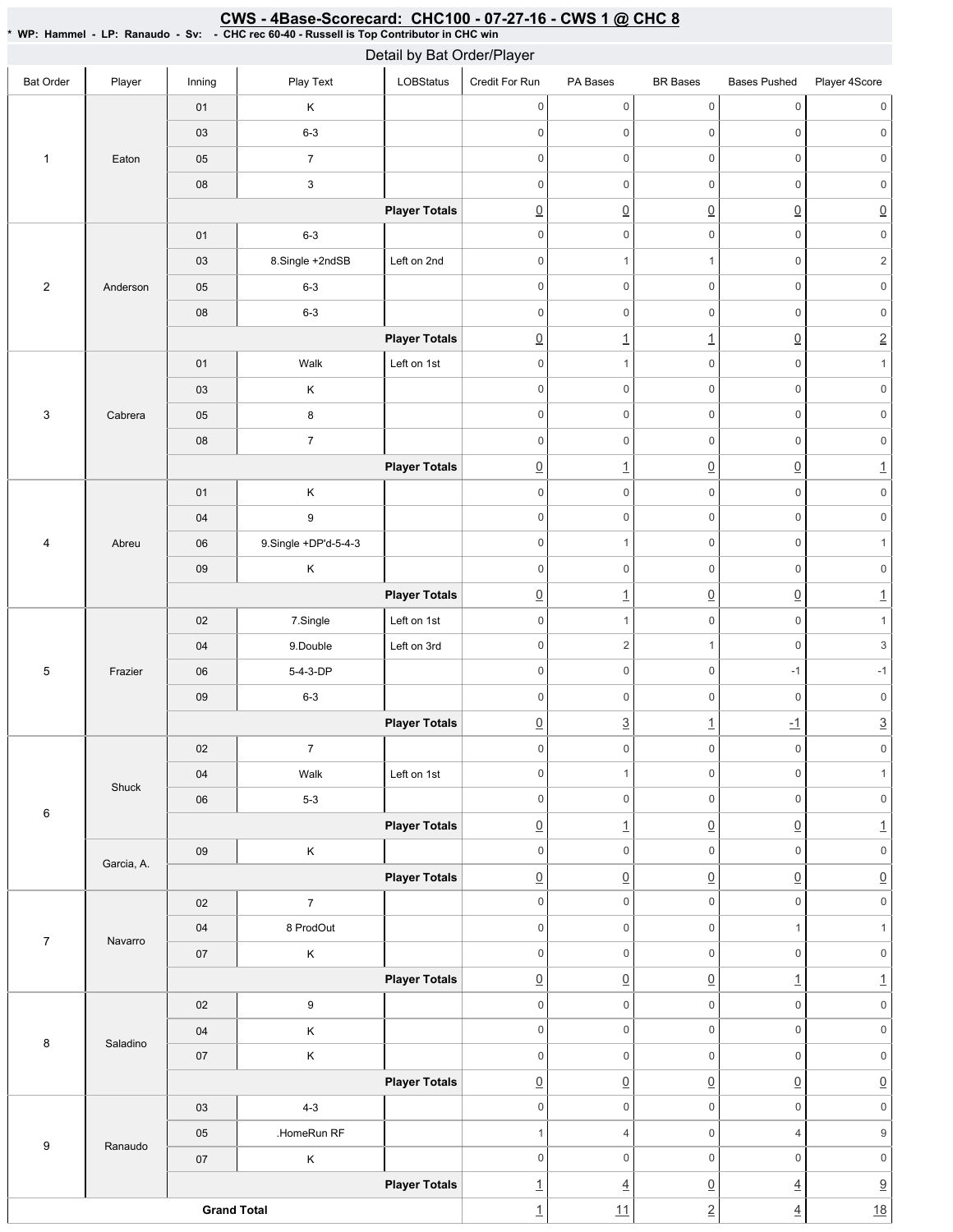## CWS - 4Base-Scorecard: CHC100 - 07-27-16 - CWS 1 @ CHC 8

**\* WP: Hammel - LP: Ranaudo - Sv: - CHC rec 60-40 - Russell is Top Contributor in CHC win**

### Detail by Bat Order/Player

| Bat Order | Player | Inning | Play Text | LOBStatus | Credit For Run | PA Bases | BR Bases | Bases Pushed | Player 4Score |
|---|---|---|---|---|---|---|---|---|---|
| 1 | Eaton | 01 | K | | 0 | 0 | 0 | 0 | 0 |
| | | 03 | 6-3 | | 0 | 0 | 0 | 0 | 0 |
| | | 05 | 7 | | 0 | 0 | 0 | 0 | 0 |
| | | 08 | 3 | | 0 | 0 | 0 | 0 | 0 |
| | | | | **Player Totals** | 0 | 0 | 0 | 0 | 0 |
| 2 | Anderson | 01 | 6-3 | | 0 | 0 | 0 | 0 | 0 |
| | | 03 | 8.Single +2ndSB | Left on 2nd | 0 | 1 | 1 | 0 | 2 |
| | | 05 | 6-3 | | 0 | 0 | 0 | 0 | 0 |
| | | 08 | 6-3 | | 0 | 0 | 0 | 0 | 0 |
| | | | | **Player Totals** | 0 | 1 | 1 | 0 | 2 |
| 3 | Cabrera | 01 | Walk | Left on 1st | 0 | 1 | 0 | 0 | 1 |
| | | 03 | K | | 0 | 0 | 0 | 0 | 0 |
| | | 05 | 8 | | 0 | 0 | 0 | 0 | 0 |
| | | 08 | 7 | | 0 | 0 | 0 | 0 | 0 |
| | | | | **Player Totals** | 0 | 1 | 0 | 0 | 1 |
| 4 | Abreu | 01 | K | | 0 | 0 | 0 | 0 | 0 |
| | | 04 | 9 | | 0 | 0 | 0 | 0 | 0 |
| | | 06 | 9.Single +DP'd-5-4-3 | | 0 | 1 | 0 | 0 | 1 |
| | | 09 | K | | 0 | 0 | 0 | 0 | 0 |
| | | | | **Player Totals** | 0 | 1 | 0 | 0 | 1 |
| 5 | Frazier | 02 | 7.Single | Left on 1st | 0 | 1 | 0 | 0 | 1 |
| | | 04 | 9.Double | Left on 3rd | 0 | 2 | 1 | 0 | 3 |
| | | 06 | 5-4-3-DP | | 0 | 0 | 0 | -1 | -1 |
| | | 09 | 6-3 | | 0 | 0 | 0 | 0 | 0 |
| | | | | **Player Totals** | 0 | 3 | 1 | -1 | 3 |
| 6 | Shuck | 02 | 7 | | 0 | 0 | 0 | 0 | 0 |
| | | 04 | Walk | Left on 1st | 0 | 1 | 0 | 0 | 1 |
| | | 06 | 5-3 | | 0 | 0 | 0 | 0 | 0 |
| | | | | **Player Totals** | 0 | 1 | 0 | 0 | 1 |
| | Garcia, A. | 09 | K | | 0 | 0 | 0 | 0 | 0 |
| | | | | **Player Totals** | 0 | 0 | 0 | 0 | 0 |
| 7 | Navarro | 02 | 7 | | 0 | 0 | 0 | 0 | 0 |
| | | 04 | 8 ProdOut | | 0 | 0 | 0 | 1 | 1 |
| | | 07 | K | | 0 | 0 | 0 | 0 | 0 |
| | | | | **Player Totals** | 0 | 0 | 0 | 1 | 1 |
| 8 | Saladino | 02 | 9 | | 0 | 0 | 0 | 0 | 0 |
| | | 04 | K | | 0 | 0 | 0 | 0 | 0 |
| | | 07 | K | | 0 | 0 | 0 | 0 | 0 |
| | | | | **Player Totals** | 0 | 0 | 0 | 0 | 0 |
| 9 | Ranaudo | 03 | 4-3 | | 0 | 0 | 0 | 0 | 0 |
| | | 05 | .HomeRun RF | | 1 | 4 | 0 | 4 | 9 |
| | | 07 | K | | 0 | 0 | 0 | 0 | 0 |
| | | | | **Player Totals** | 1 | 4 | 0 | 4 | 9 |
| **Grand Total** | | | | | 1 | 11 | 2 | 4 | 18 |